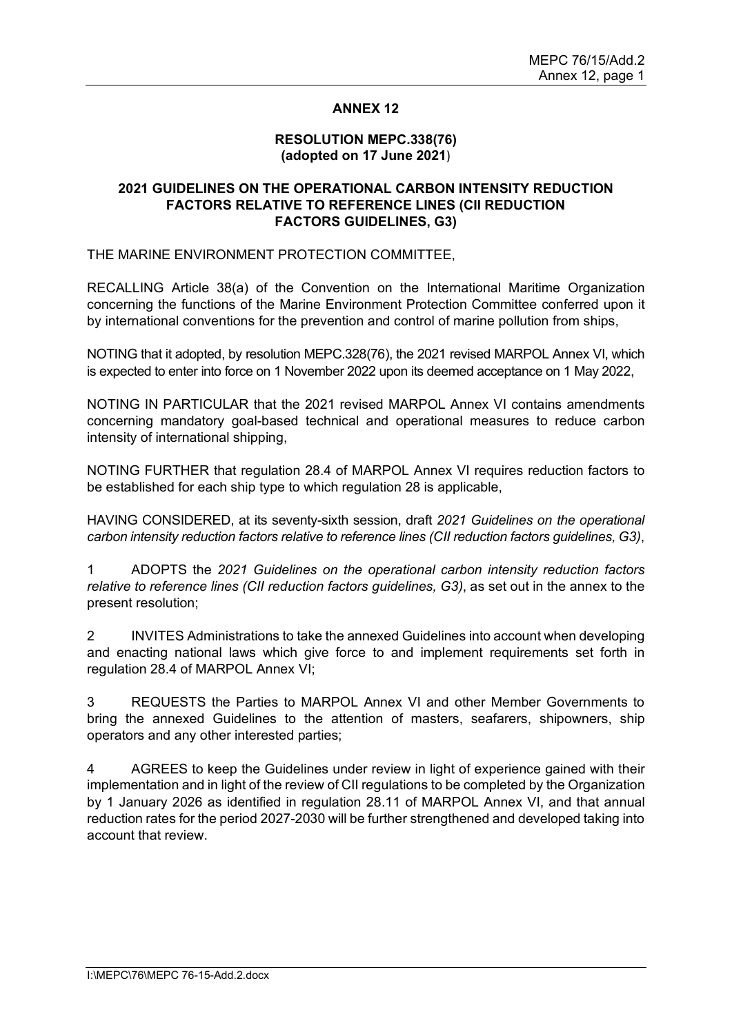# ANNEX 12

## RESOLUTION MEPC.338(76)
**(adopted on 17 June 2021)**

## 2021 GUIDELINES ON THE OPERATIONAL CARBON INTENSITY REDUCTION FACTORS RELATIVE TO REFERENCE LINES (CII REDUCTION FACTORS GUIDELINES, G3)

THE MARINE ENVIRONMENT PROTECTION COMMITTEE,

RECALLING Article 38(a) of the Convention on the International Maritime Organization concerning the functions of the Marine Environment Protection Committee conferred upon it by international conventions for the prevention and control of marine pollution from ships,

NOTING that it adopted, by resolution MEPC.328(76), the 2021 revised MARPOL Annex VI, which is expected to enter into force on 1 November 2022 upon its deemed acceptance on 1 May 2022,

NOTING IN PARTICULAR that the 2021 revised MARPOL Annex VI contains amendments concerning mandatory goal-based technical and operational measures to reduce carbon intensity of international shipping,

NOTING FURTHER that regulation 28.4 of MARPOL Annex VI requires reduction factors to be established for each ship type to which regulation 28 is applicable,

HAVING CONSIDERED, at its seventy-sixth session, draft *2021 Guidelines on the operational carbon intensity reduction factors relative to reference lines (CII reduction factors guidelines, G3)*,

1 ADOPTS the *2021 Guidelines on the operational carbon intensity reduction factors relative to reference lines (CII reduction factors guidelines, G3)*, as set out in the annex to the present resolution;

2 INVITES Administrations to take the annexed Guidelines into account when developing and enacting national laws which give force to and implement requirements set forth in regulation 28.4 of MARPOL Annex VI;

3 REQUESTS the Parties to MARPOL Annex VI and other Member Governments to bring the annexed Guidelines to the attention of masters, seafarers, shipowners, ship operators and any other interested parties;

4 AGREES to keep the Guidelines under review in light of experience gained with their implementation and in light of the review of CII regulations to be completed by the Organization by 1 January 2026 as identified in regulation 28.11 of MARPOL Annex VI, and that annual reduction rates for the period 2027-2030 will be further strengthened and developed taking into account that review.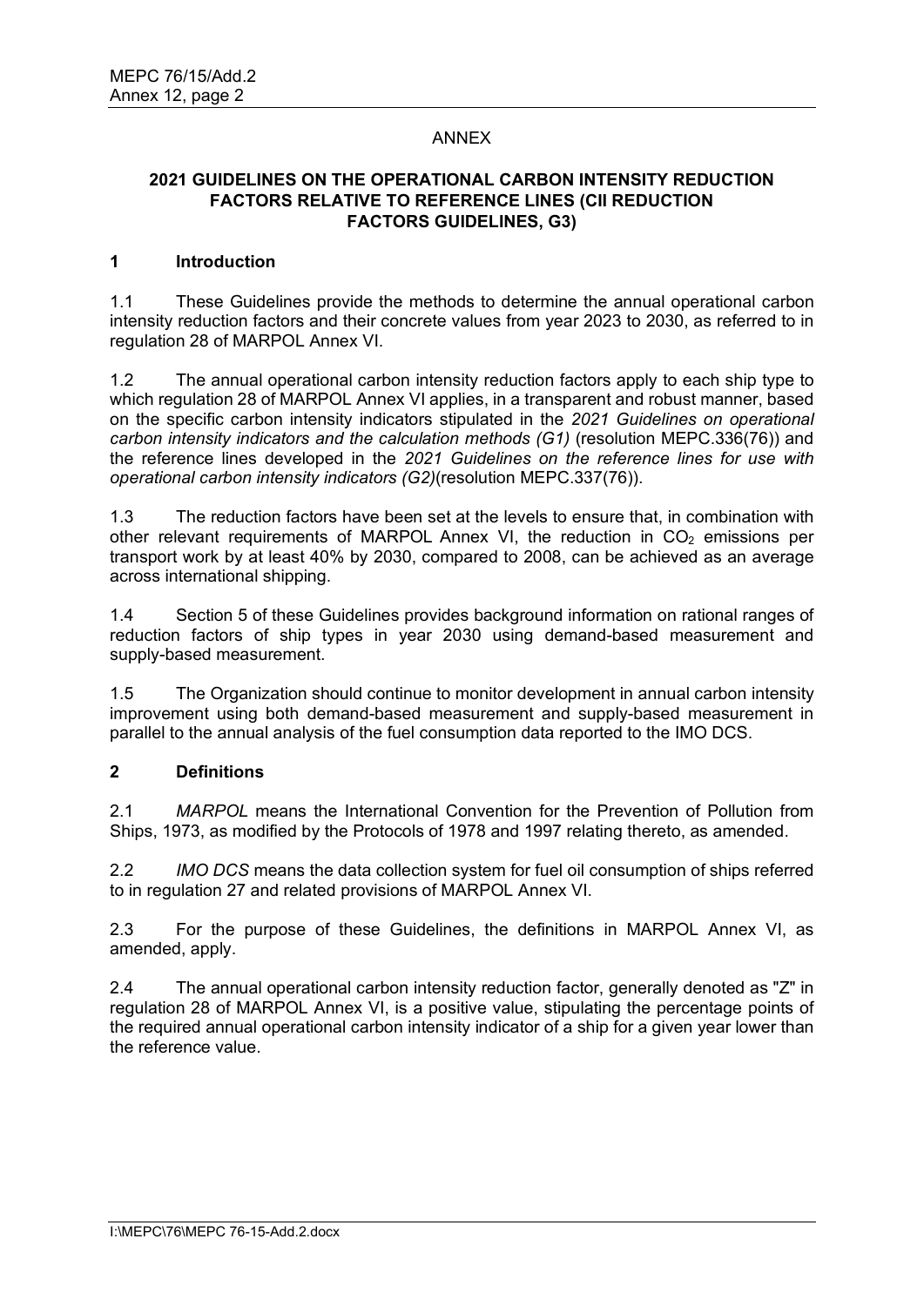ANNEX

## 2021 GUIDELINES ON THE OPERATIONAL CARBON INTENSITY REDUCTION FACTORS RELATIVE TO REFERENCE LINES (CII REDUCTION FACTORS GUIDELINES, G3)

### 1 Introduction

1.1 These Guidelines provide the methods to determine the annual operational carbon intensity reduction factors and their concrete values from year 2023 to 2030, as referred to in regulation 28 of MARPOL Annex VI.

1.2 The annual operational carbon intensity reduction factors apply to each ship type to which regulation 28 of MARPOL Annex VI applies, in a transparent and robust manner, based on the specific carbon intensity indicators stipulated in the *2021 Guidelines on operational carbon intensity indicators and the calculation methods (G1)* (resolution MEPC.336(76)) and the reference lines developed in the *2021 Guidelines on the reference lines for use with operational carbon intensity indicators (G2)*(resolution MEPC.337(76)).

1.3 The reduction factors have been set at the levels to ensure that, in combination with other relevant requirements of MARPOL Annex VI, the reduction in $CO_2$ emissions per transport work by at least 40% by 2030, compared to 2008, can be achieved as an average across international shipping.

1.4 Section 5 of these Guidelines provides background information on rational ranges of reduction factors of ship types in year 2030 using demand-based measurement and supply-based measurement.

1.5 The Organization should continue to monitor development in annual carbon intensity improvement using both demand-based measurement and supply-based measurement in parallel to the annual analysis of the fuel consumption data reported to the IMO DCS.

### 2 Definitions

2.1 *MARPOL* means the International Convention for the Prevention of Pollution from Ships, 1973, as modified by the Protocols of 1978 and 1997 relating thereto, as amended.

2.2 *IMO DCS* means the data collection system for fuel oil consumption of ships referred to in regulation 27 and related provisions of MARPOL Annex VI.

2.3 For the purpose of these Guidelines, the definitions in MARPOL Annex VI, as amended, apply.

2.4 The annual operational carbon intensity reduction factor, generally denoted as "Z" in regulation 28 of MARPOL Annex VI, is a positive value, stipulating the percentage points of the required annual operational carbon intensity indicator of a ship for a given year lower than the reference value.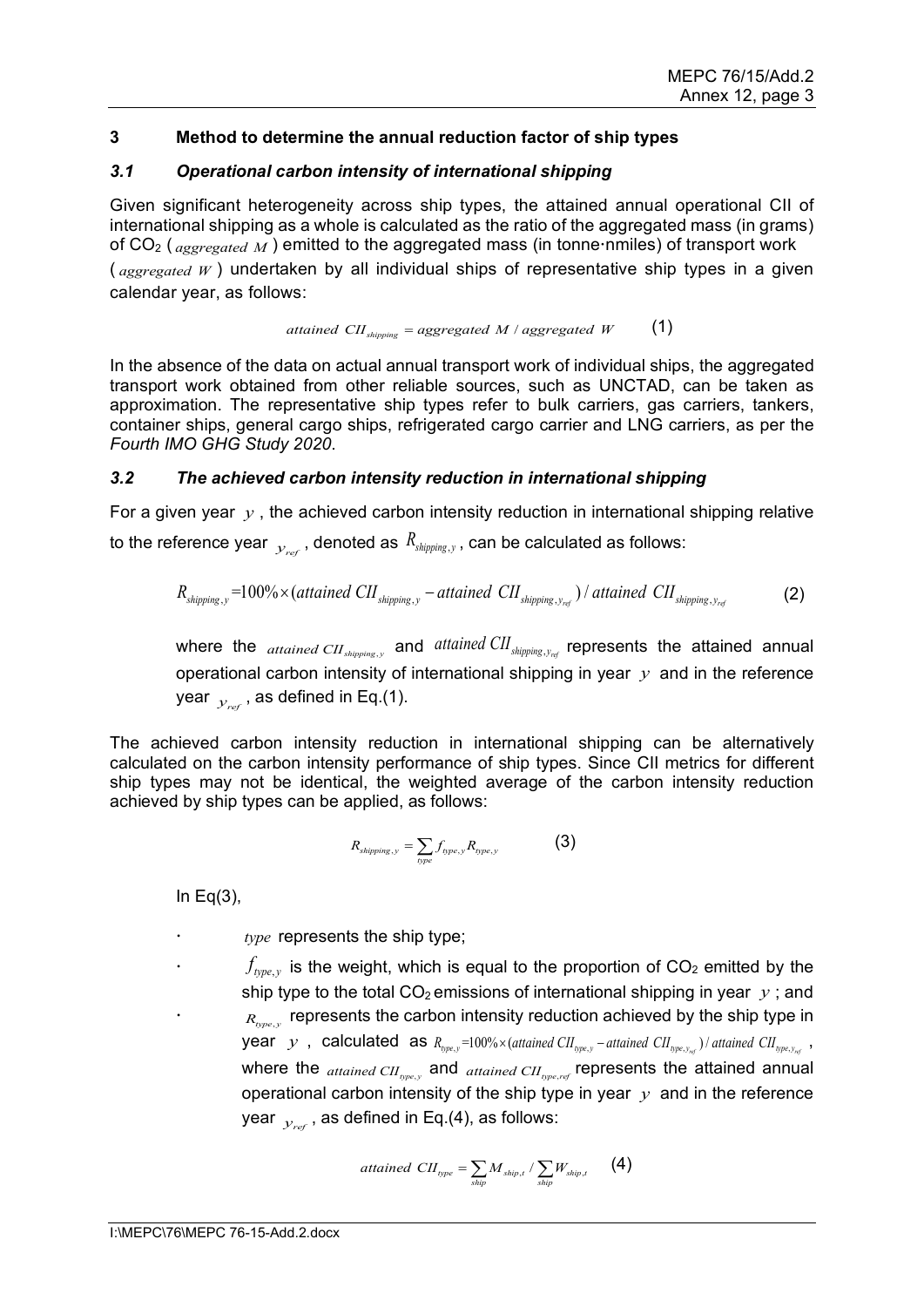## 3 Method to determine the annual reduction factor of ship types

### *3.1 Operational carbon intensity of international shipping*

Given significant heterogeneity across ship types, the attained annual operational CII of international shipping as a whole is calculated as the ratio of the aggregated mass (in grams) of $CO_2$ ($aggregated\ M$) emitted to the aggregated mass (in tonne·nmiles) of transport work ($aggregated\ W$) undertaken by all individual ships of representative ship types in a given calendar year, as follows:

$$attained\ CII_{shipping} = aggregated\ M\ /\ aggregated\ W \qquad (1)$$

In the absence of the data on actual annual transport work of individual ships, the aggregated transport work obtained from other reliable sources, such as UNCTAD, can be taken as approximation. The representative ship types refer to bulk carriers, gas carriers, tankers, container ships, general cargo ships, refrigerated cargo carrier and LNG carriers, as per the *Fourth IMO GHG Study 2020*.

### *3.2 The achieved carbon intensity reduction in international shipping*

For a given year $y$, the achieved carbon intensity reduction in international shipping relative to the reference year $y_{ref}$, denoted as $R_{shipping,y}$, can be calculated as follows:

$$R_{shipping,y} = 100\% \times (attained\ CII_{shipping,y} - attained\ CII_{shipping,y_{ref}})\ /\ attained\ CII_{shipping,y_{ref}} \qquad (2)$$

where the $attained\ CII_{shipping,y}$ and $attained\ CII_{shipping,y_{ref}}$ represents the attained annual operational carbon intensity of international shipping in year $y$ and in the reference year $y_{ref}$, as defined in Eq.(1).

The achieved carbon intensity reduction in international shipping can be alternatively calculated on the carbon intensity performance of ship types. Since CII metrics for different ship types may not be identical, the weighted average of the carbon intensity reduction achieved by ship types can be applied, as follows:

$$R_{shipping,y} = \sum_{type} f_{type,y} R_{type,y} \qquad (3)$$

In Eq(3),

- $type$ represents the ship type;
- $f_{type,y}$ is the weight, which is equal to the proportion of $CO_2$ emitted by the ship type to the total $CO_2$ emissions of international shipping in year $y$; and
- $R_{type,y}$ represents the carbon intensity reduction achieved by the ship type in year $y$, calculated as $R_{type,y} = 100\% \times (attained\ CII_{type,y} - attained\ CII_{type,y_{ref}})\ /\ attained\ CII_{type,y_{ref}}$, where the $attained\ CII_{type,y}$ and $attained\ CII_{type,ref}$ represents the attained annual operational carbon intensity of the ship type in year $y$ and in the reference year $y_{ref}$, as defined in Eq.(4), as follows:

$$attained\ CII_{type} = \sum_{ship} M_{ship,t}\ /\ \sum_{ship} W_{ship,t} \qquad (4)$$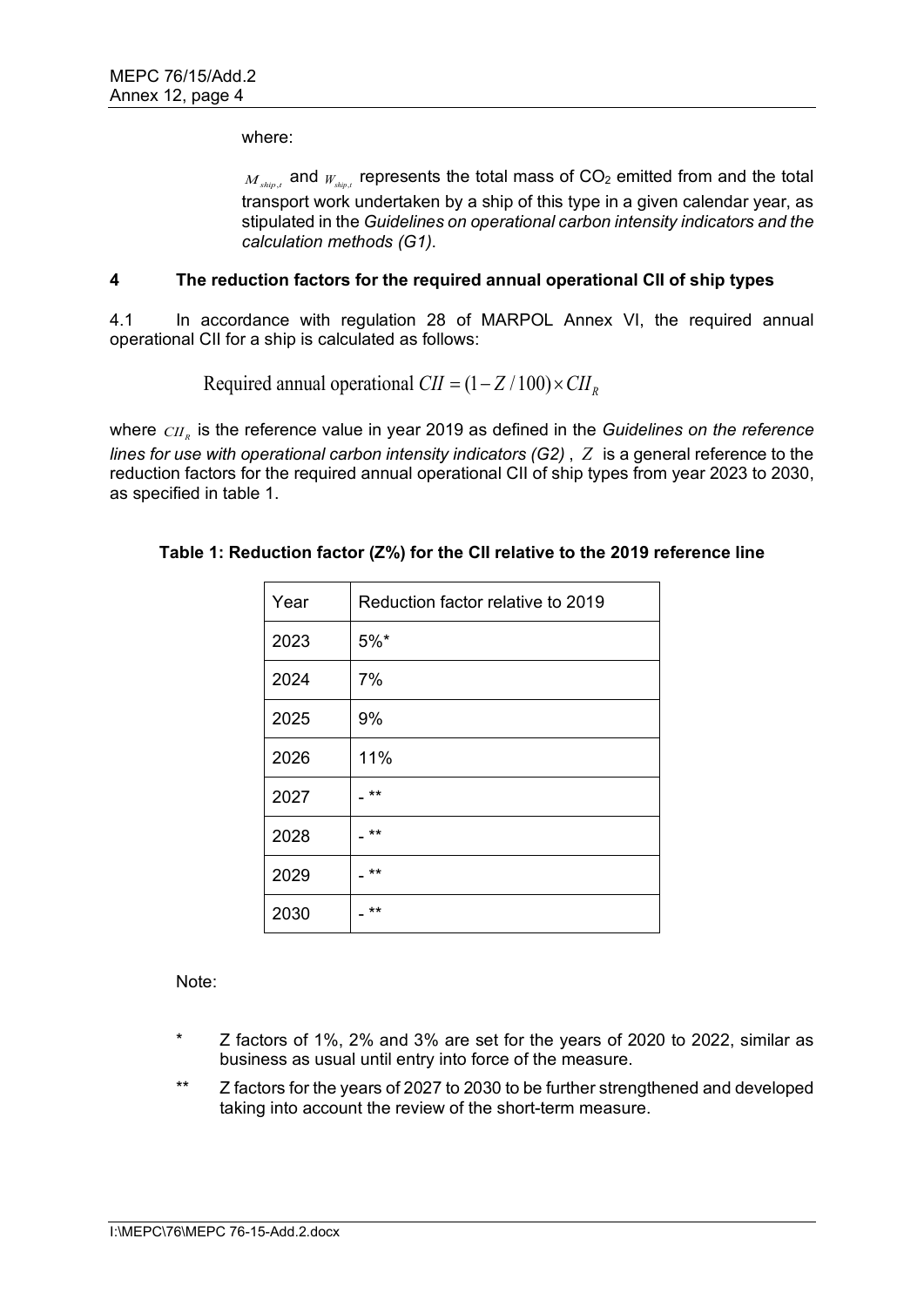where:

$M_{ship,t}$ and $W_{ship,t}$ represents the total mass of $CO_2$ emitted from and the total transport work undertaken by a ship of this type in a given calendar year, as stipulated in the *Guidelines on operational carbon intensity indicators and the calculation methods (G1)*.

## 4 The reduction factors for the required annual operational CII of ship types

4.1 In accordance with regulation 28 of MARPOL Annex VI, the required annual operational CII for a ship is calculated as follows:

$$\text{Required annual operational } CII = (1 - Z/100) \times CII_R$$

where $CII_R$ is the reference value in year 2019 as defined in the *Guidelines on the reference lines for use with operational carbon intensity indicators (G2)*, $Z$ is a general reference to the reduction factors for the required annual operational CII of ship types from year 2023 to 2030, as specified in table 1.

**Table 1: Reduction factor (Z%) for the CII relative to the 2019 reference line**

| Year | Reduction factor relative to 2019 |
|---|---|
| 2023 | 5%* |
| 2024 | 7% |
| 2025 | 9% |
| 2026 | 11% |
| 2027 | - ** |
| 2028 | - ** |
| 2029 | - ** |
| 2030 | - ** |

Note:

\* Z factors of 1%, 2% and 3% are set for the years of 2020 to 2022, similar as business as usual until entry into force of the measure.

\*\* Z factors for the years of 2027 to 2030 to be further strengthened and developed taking into account the review of the short-term measure.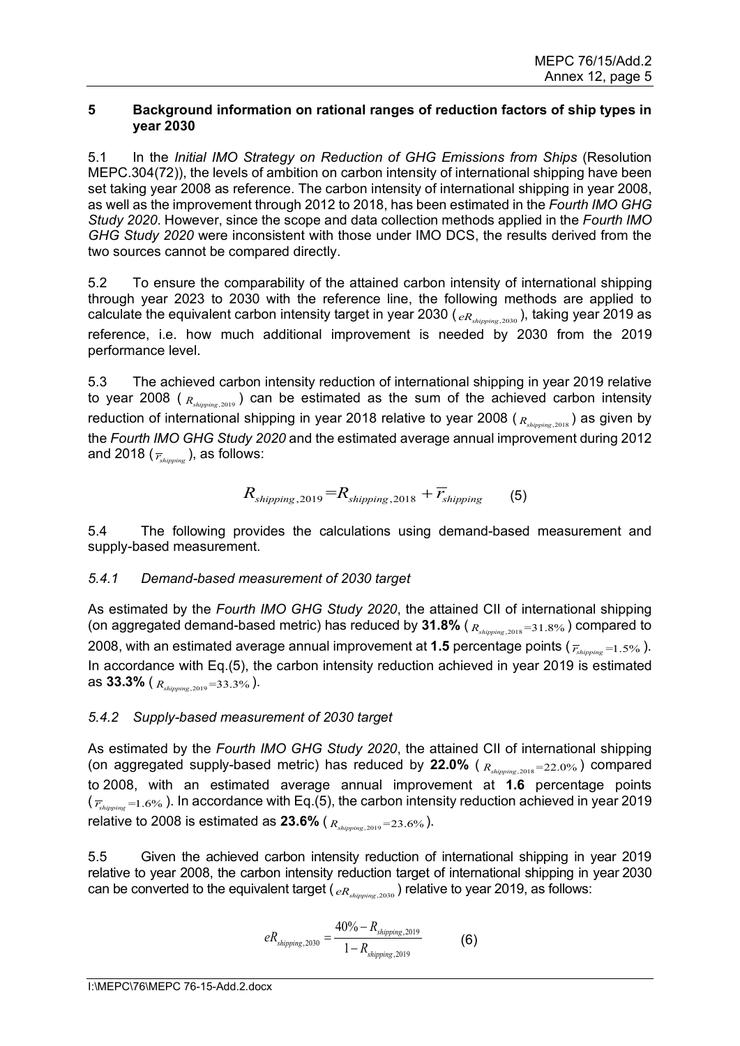## 5 Background information on rational ranges of reduction factors of ship types in year 2030

5.1 In the *Initial IMO Strategy on Reduction of GHG Emissions from Ships* (Resolution MEPC.304(72)), the levels of ambition on carbon intensity of international shipping have been set taking year 2008 as reference. The carbon intensity of international shipping in year 2008, as well as the improvement through 2012 to 2018, has been estimated in the *Fourth IMO GHG Study 2020*. However, since the scope and data collection methods applied in the *Fourth IMO GHG Study 2020* were inconsistent with those under IMO DCS, the results derived from the two sources cannot be compared directly.

5.2 To ensure the comparability of the attained carbon intensity of international shipping through year 2023 to 2030 with the reference line, the following methods are applied to calculate the equivalent carbon intensity target in year 2030 ($eR_{shipping,2030}$), taking year 2019 as reference, i.e. how much additional improvement is needed by 2030 from the 2019 performance level.

5.3 The achieved carbon intensity reduction of international shipping in year 2019 relative to year 2008 ($R_{shipping,2019}$) can be estimated as the sum of the achieved carbon intensity reduction of international shipping in year 2018 relative to year 2008 ($R_{shipping,2018}$) as given by the *Fourth IMO GHG Study 2020* and the estimated average annual improvement during 2012 and 2018 ($\overline{r}_{shipping}$), as follows:

$$R_{shipping,2019} = R_{shipping,2018} + \overline{r}_{shipping} \qquad (5)$$

5.4 The following provides the calculations using demand-based measurement and supply-based measurement.

### *5.4.1 Demand-based measurement of 2030 target*

As estimated by the *Fourth IMO GHG Study 2020*, the attained CII of international shipping (on aggregated demand-based metric) has reduced by **31.8%** ($R_{shipping,2018} = 31.8\%$) compared to 2008, with an estimated average annual improvement at **1.5** percentage points ($\overline{r}_{shipping} = 1.5\%$). In accordance with Eq.(5), the carbon intensity reduction achieved in year 2019 is estimated as **33.3%** ($R_{shipping,2019} = 33.3\%$).

### *5.4.2 Supply-based measurement of 2030 target*

As estimated by the *Fourth IMO GHG Study 2020*, the attained CII of international shipping (on aggregated supply-based metric) has reduced by **22.0%** ($R_{shipping,2018} = 22.0\%$) compared to 2008, with an estimated average annual improvement at **1.6** percentage points ($\overline{r}_{shipping} = 1.6\%$). In accordance with Eq.(5), the carbon intensity reduction achieved in year 2019 relative to 2008 is estimated as **23.6%** ($R_{shipping,2019} = 23.6\%$).

5.5 Given the achieved carbon intensity reduction of international shipping in year 2019 relative to year 2008, the carbon intensity reduction target of international shipping in year 2030 can be converted to the equivalent target ($eR_{shipping,2030}$) relative to year 2019, as follows:

$$eR_{shipping,2030} = \frac{40\% - R_{shipping,2019}}{1 - R_{shipping,2019}} \qquad (6)$$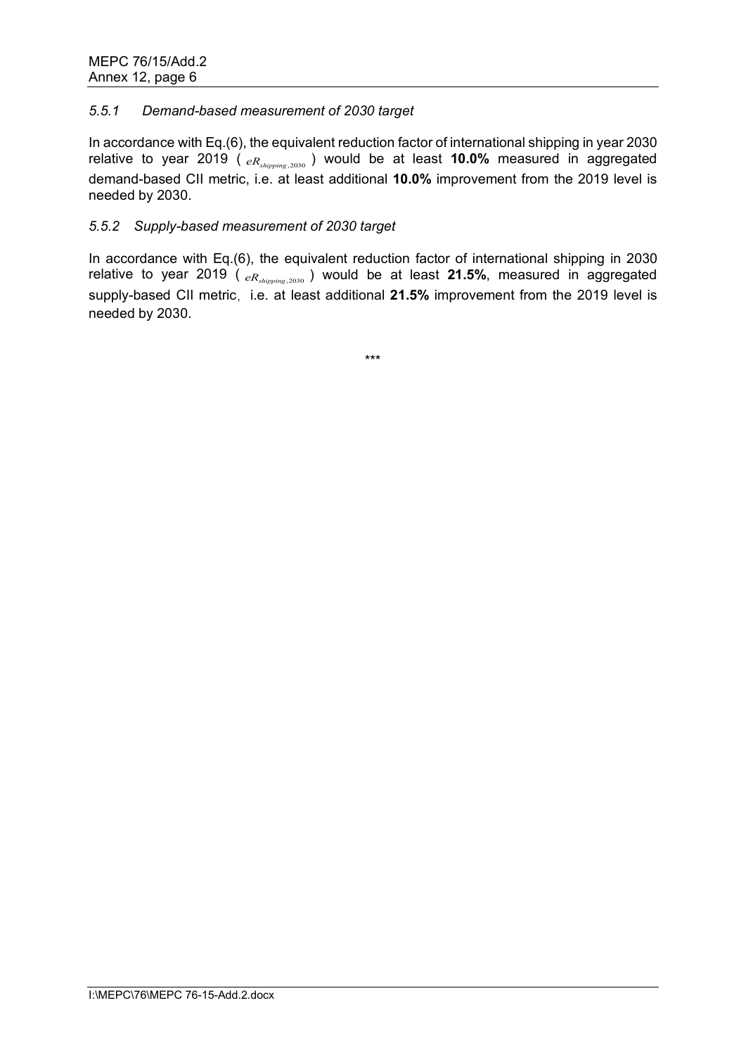### *5.5.1 Demand-based measurement of 2030 target*

In accordance with Eq.(6), the equivalent reduction factor of international shipping in year 2030 relative to year 2019 ( $eR_{shipping,2030}$ ) would be at least **10.0%** measured in aggregated demand-based CII metric, i.e. at least additional **10.0%** improvement from the 2019 level is needed by 2030.

### *5.5.2 Supply-based measurement of 2030 target*

In accordance with Eq.(6), the equivalent reduction factor of international shipping in 2030 relative to year 2019 ( $eR_{shipping,2030}$ ) would be at least **21.5%**, measured in aggregated supply-based CII metric, i.e. at least additional **21.5%** improvement from the 2019 level is needed by 2030.

\*\*\*